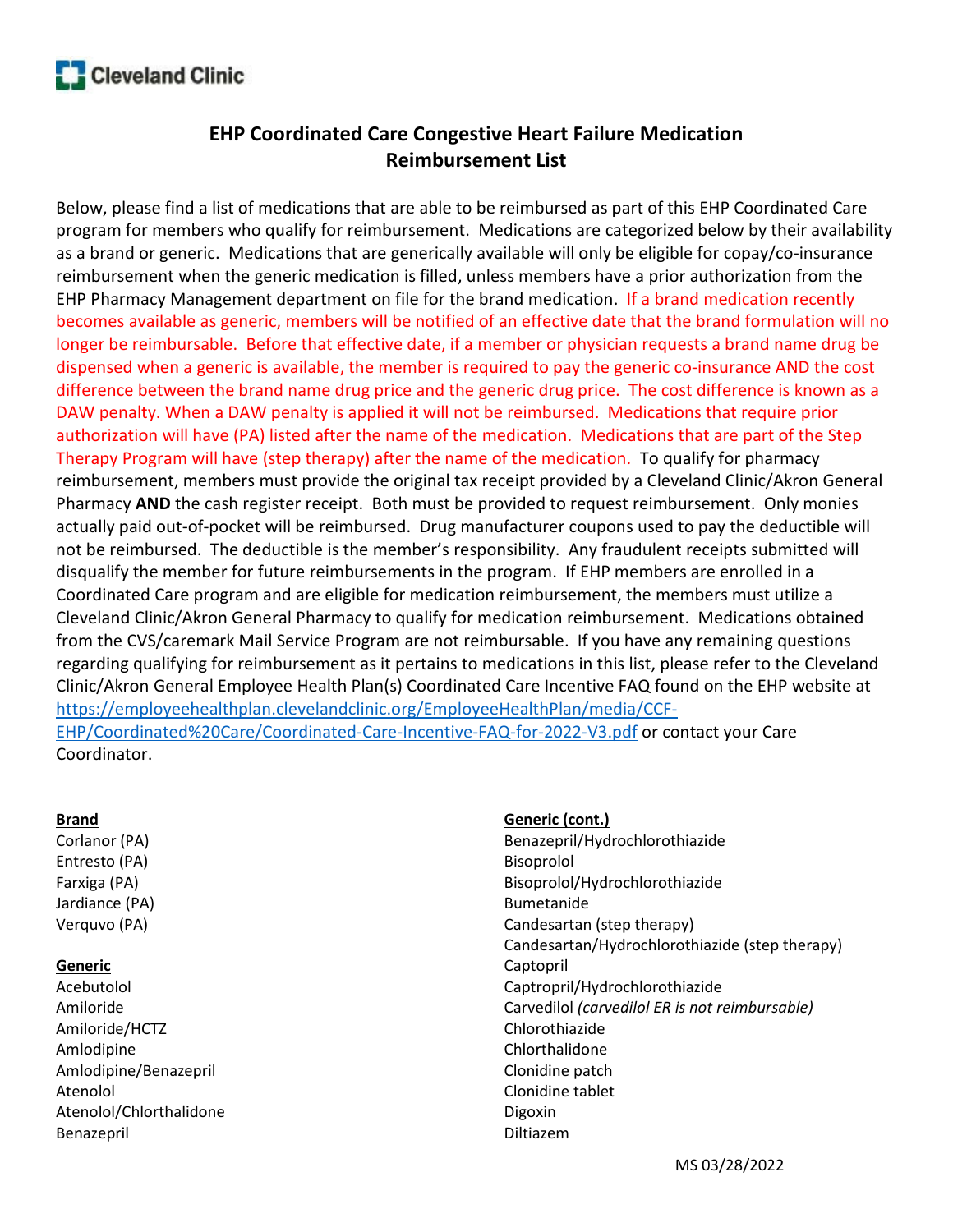# EHP Coordinated Care Congestive Heart Failure Medication Reimbursement List

Below, please find a list of medications that are able to be reimbursed as part of this EHP Coordinated Care program for members who qualify for reimbursement. Medications are categorized below by their availability as a brand or generic. Medications that are generically available will only be eligible for copay/co-insurance reimbursement when the generic medication is filled, unless members have a prior authorization from the EHP Pharmacy Management department on file for the brand medication. If a brand medication recently becomes available as generic, members will be notified of an effective date that the brand formulation will no longer be reimbursable. Before that effective date, if a member or physician requests a brand name drug be dispensed when a generic is available, the member is required to pay the generic co-insurance AND the cost difference between the brand name drug price and the generic drug price. The cost difference is known as a DAW penalty. When a DAW penalty is applied it will not be reimbursed. Medications that require prior authorization will have (PA) listed after the name of the medication. Medications that are part of the Step Therapy Program will have (step therapy) after the name of the medication. To qualify for pharmacy reimbursement, members must provide the original tax receipt provided by a Cleveland Clinic/Akron General Pharmacy **AND** the cash register receipt. Both must be provided to request reimbursement. Only monies actually paid out-of-pocket will be reimbursed. Drug manufacturer coupons used to pay the deductible will not be reimbursed. The deductible is the member's responsibility. Any fraudulent receipts submitted will disqualify the member for future reimbursements in the program. If EHP members are enrolled in a Coordinated Care program and are eligible for medication reimbursement, the members must utilize a Cleveland Clinic/Akron General Pharmacy to qualify for medication reimbursement. Medications obtained from the CVS/caremark Mail Service Program are not reimbursable. If you have any remaining questions regarding qualifying for reimbursement as it pertains to medications in this list, please refer to the Cleveland Clinic/Akron General Employee Health Plan(s) Coordinated Care Incentive FAQ found on the EHP website at https://employeehealthplan.clevelandclinic.org/EmployeeHealthPlan/media/CCF-EHP/Coordinated%20Care/Coordinated-Care-Incentive-FAQ-for-2022-V3.pdf or contact your Care Coordinator.

**Brand**

- Corlanor (PA)
- Entresto (PA)
- Farxiga (PA)
- Jardiance (PA)
- Verquvo (PA)

**Generic**

- Acebutolol
- Amiloride
- Amiloride/HCTZ
- Amlodipine
- Amlodipine/Benazepril
- Atenolol
- Atenolol/Chlorthalidone
- Benazepril

**Generic (cont.)**

- Benazepril/Hydrochlorothiazide
- Bisoprolol
- Bisoprolol/Hydrochlorothiazide
- Bumetanide
- Candesartan (step therapy)
- Candesartan/Hydrochlorothiazide (step therapy)
- Captopril
- Captropril/Hydrochlorothiazide
- Carvedilol *(carvedilol ER is not reimbursable)*
- Chlorothiazide
- Chlorthalidone
- Clonidine patch
- Clonidine tablet
- Digoxin
- Diltiazem

MS 03/28/2022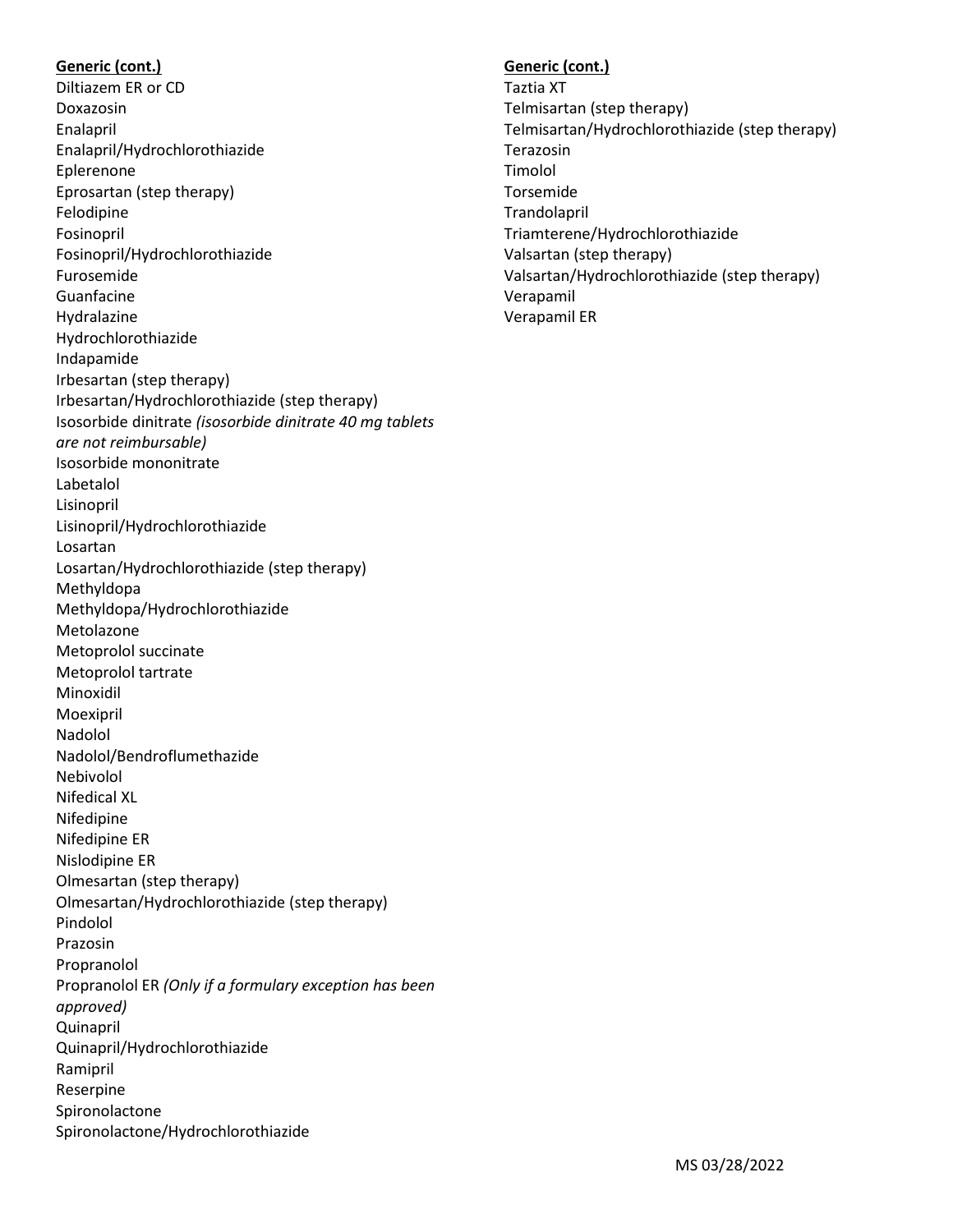**Generic (cont.)**

Diltiazem ER or CD
Doxazosin
Enalapril
Enalapril/Hydrochlorothiazide
Eplerenone
Eprosartan (step therapy)
Felodipine
Fosinopril
Fosinopril/Hydrochlorothiazide
Furosemide
Guanfacine
Hydralazine
Hydrochlorothiazide
Indapamide
Irbesartan (step therapy)
Irbesartan/Hydrochlorothiazide (step therapy)
Isosorbide dinitrate *(isosorbide dinitrate 40 mg tablets are not reimbursable)*
Isosorbide mononitrate
Labetalol
Lisinopril
Lisinopril/Hydrochlorothiazide
Losartan
Losartan/Hydrochlorothiazide (step therapy)
Methyldopa
Methyldopa/Hydrochlorothiazide
Metolazone
Metoprolol succinate
Metoprolol tartrate
Minoxidil
Moexipril
Nadolol
Nadolol/Bendroflumethazide
Nebivolol
Nifedical XL
Nifedipine
Nifedipine ER
Nislodipine ER
Olmesartan (step therapy)
Olmesartan/Hydrochlorothiazide (step therapy)
Pindolol
Prazosin
Propranolol
Propranolol ER *(Only if a formulary exception has been approved)*
Quinapril
Quinapril/Hydrochlorothiazide
Ramipril
Reserpine
Spironolactone
Spironolactone/Hydrochlorothiazide

**Generic (cont.)**

Taztia XT
Telmisartan (step therapy)
Telmisartan/Hydrochlorothiazide (step therapy)
Terazosin
Timolol
Torsemide
Trandolapril
Triamterene/Hydrochlorothiazide
Valsartan (step therapy)
Valsartan/Hydrochlorothiazide (step therapy)
Verapamil
Verapamil ER

MS 03/28/2022